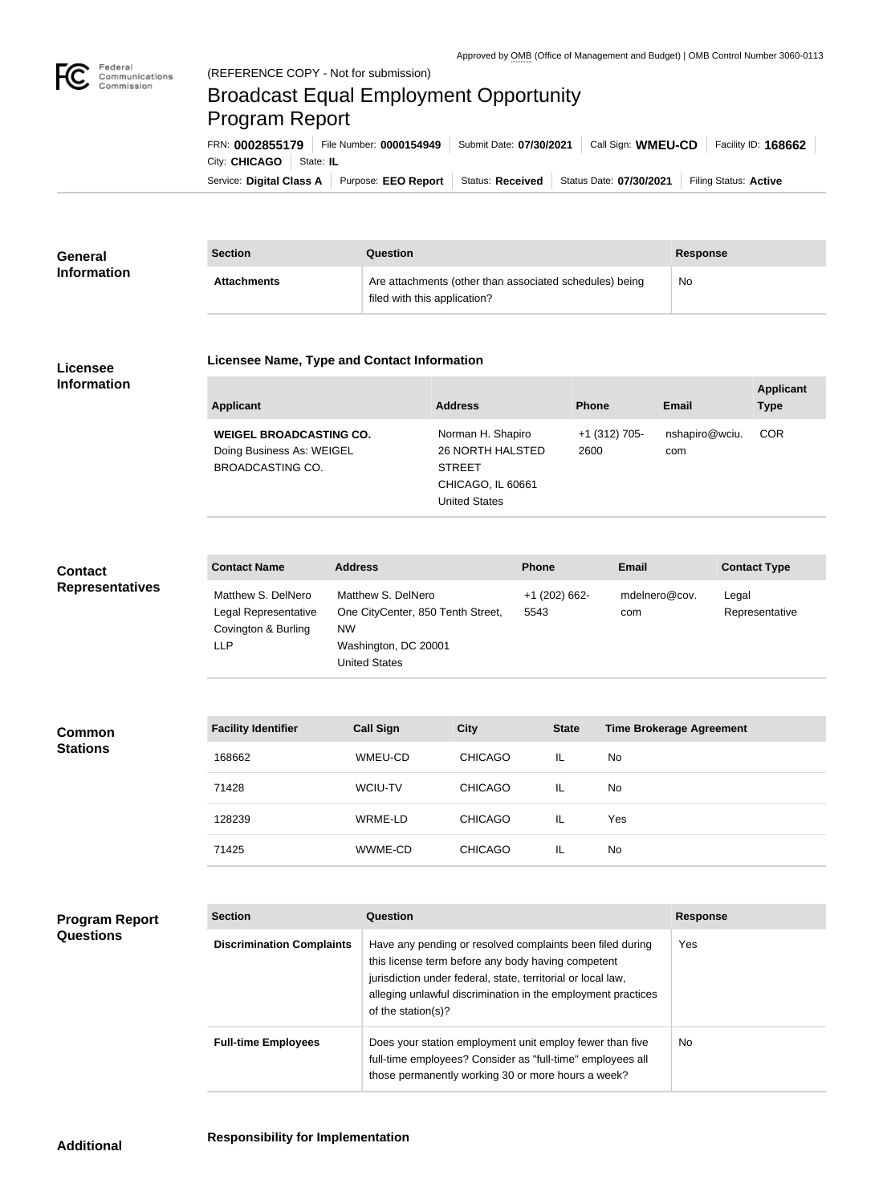Approved by OMB (Office of Management and Budget) | OMB Control Number 3060-0113

(REFERENCE COPY - Not for submission)

# Broadcast Equal Employment Opportunity Program Report

FRN: **0002855179** | File Number: **0000154949** | Submit Date: **07/30/2021** | Call Sign: **WMEU-CD** | Facility ID: **168662** | City: **CHICAGO** | State: **IL**

Service: **Digital Class A** | Purpose: **EEO Report** | Status: **Received** | Status Date: **07/30/2021** | Filing Status: **Active**

## General Information

| Section | Question | Response |
| --- | --- | --- |
| **Attachments** | Are attachments (other than associated schedules) being filed with this application? | No |

## Licensee Information

### Licensee Name, Type and Contact Information

| Applicant | Address | Phone | Email | Applicant Type |
| --- | --- | --- | --- | --- |
| **WEIGEL BROADCASTING CO.** Doing Business As: WEIGEL BROADCASTING CO. | Norman H. Shapiro 26 NORTH HALSTED STREET CHICAGO, IL 60661 United States | +1 (312) 705-2600 | nshapiro@wciu.com | COR |

## Contact Representatives

| Contact Name | Address | Phone | Email | Contact Type |
| --- | --- | --- | --- | --- |
| Matthew S. DelNero Legal Representative Covington & Burling LLP | Matthew S. DelNero One CityCenter, 850 Tenth Street, NW Washington, DC 20001 United States | +1 (202) 662-5543 | mdelnero@cov.com | Legal Representative |

## Common Stations

| Facility Identifier | Call Sign | City | State | Time Brokerage Agreement |
| --- | --- | --- | --- | --- |
| 168662 | WMEU-CD | CHICAGO | IL | No |
| 71428 | WCIU-TV | CHICAGO | IL | No |
| 128239 | WRME-LD | CHICAGO | IL | Yes |
| 71425 | WWME-CD | CHICAGO | IL | No |

## Program Report Questions

| Section | Question | Response |
| --- | --- | --- |
| **Discrimination Complaints** | Have any pending or resolved complaints been filed during this license term before any body having competent jurisdiction under federal, state, territorial or local law, alleging unlawful discrimination in the employment practices of the station(s)? | Yes |
| **Full-time Employees** | Does your station employment unit employ fewer than five full-time employees? Consider as "full-time" employees all those permanently working 30 or more hours a week? | No |

## Additional

### Responsibility for Implementation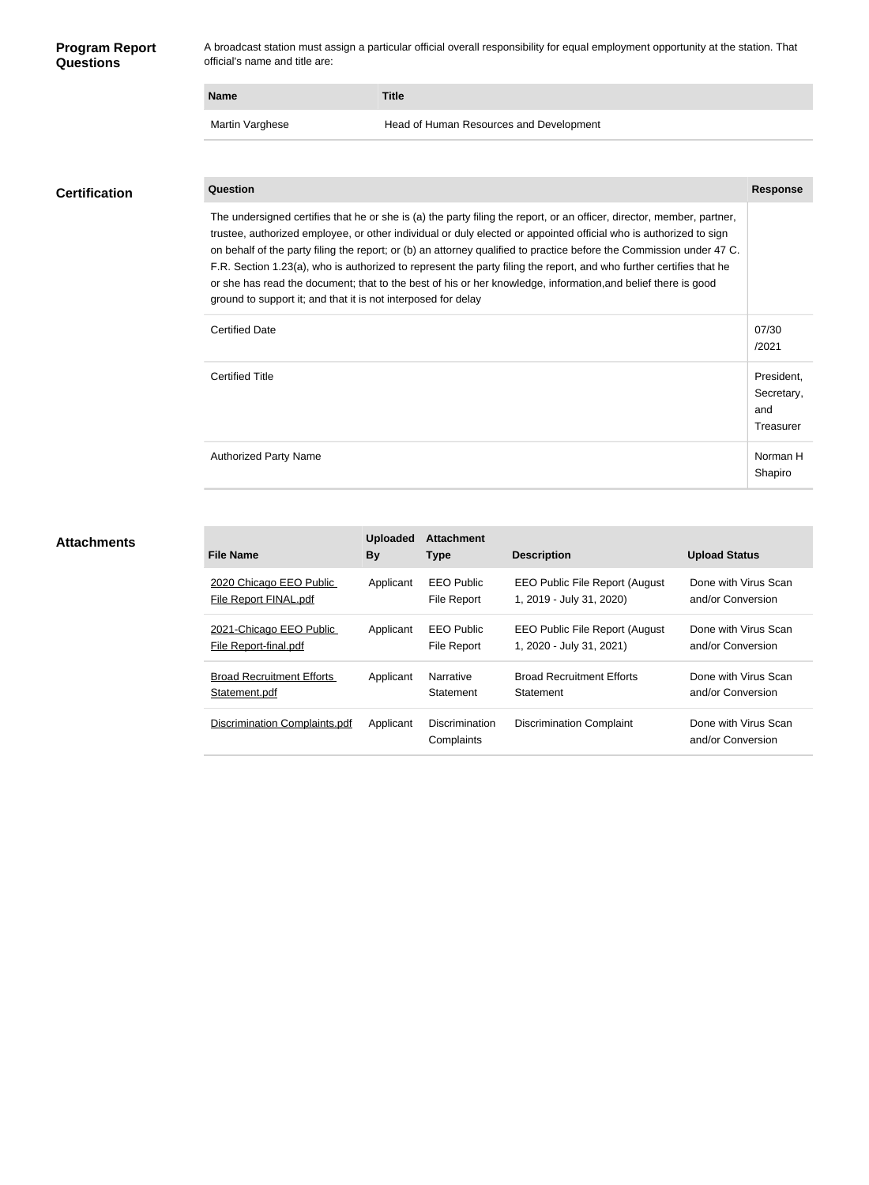## Program Report Questions

A broadcast station must assign a particular official overall responsibility for equal employment opportunity at the station. That official's name and title are:

| Name | Title |
|---|---|
| Martin Varghese | Head of Human Resources and Development |

## Certification

| Question | Response |
|---|---|
| The undersigned certifies that he or she is (a) the party filing the report, or an officer, director, member, partner, trustee, authorized employee, or other individual or duly elected or appointed official who is authorized to sign on behalf of the party filing the report; or (b) an attorney qualified to practice before the Commission under 47 C.F.R. Section 1.23(a), who is authorized to represent the party filing the report, and who further certifies that he or she has read the document; that to the best of his or her knowledge, information,and belief there is good ground to support it; and that it is not interposed for delay | |
| Certified Date | 07/30/2021 |
| Certified Title | President, Secretary, and Treasurer |
| Authorized Party Name | Norman H Shapiro |

## Attachments

| File Name | Uploaded By | Attachment Type | Description | Upload Status |
|---|---|---|---|---|
| 2020 Chicago EEO Public File Report FINAL.pdf | Applicant | EEO Public File Report | EEO Public File Report (August 1, 2019 - July 31, 2020) | Done with Virus Scan and/or Conversion |
| 2021-Chicago EEO Public File Report-final.pdf | Applicant | EEO Public File Report | EEO Public File Report (August 1, 2020 - July 31, 2021) | Done with Virus Scan and/or Conversion |
| Broad Recruitment Efforts Statement.pdf | Applicant | Narrative Statement | Broad Recruitment Efforts Statement | Done with Virus Scan and/or Conversion |
| Discrimination Complaints.pdf | Applicant | Discrimination Complaints | Discrimination Complaint | Done with Virus Scan and/or Conversion |